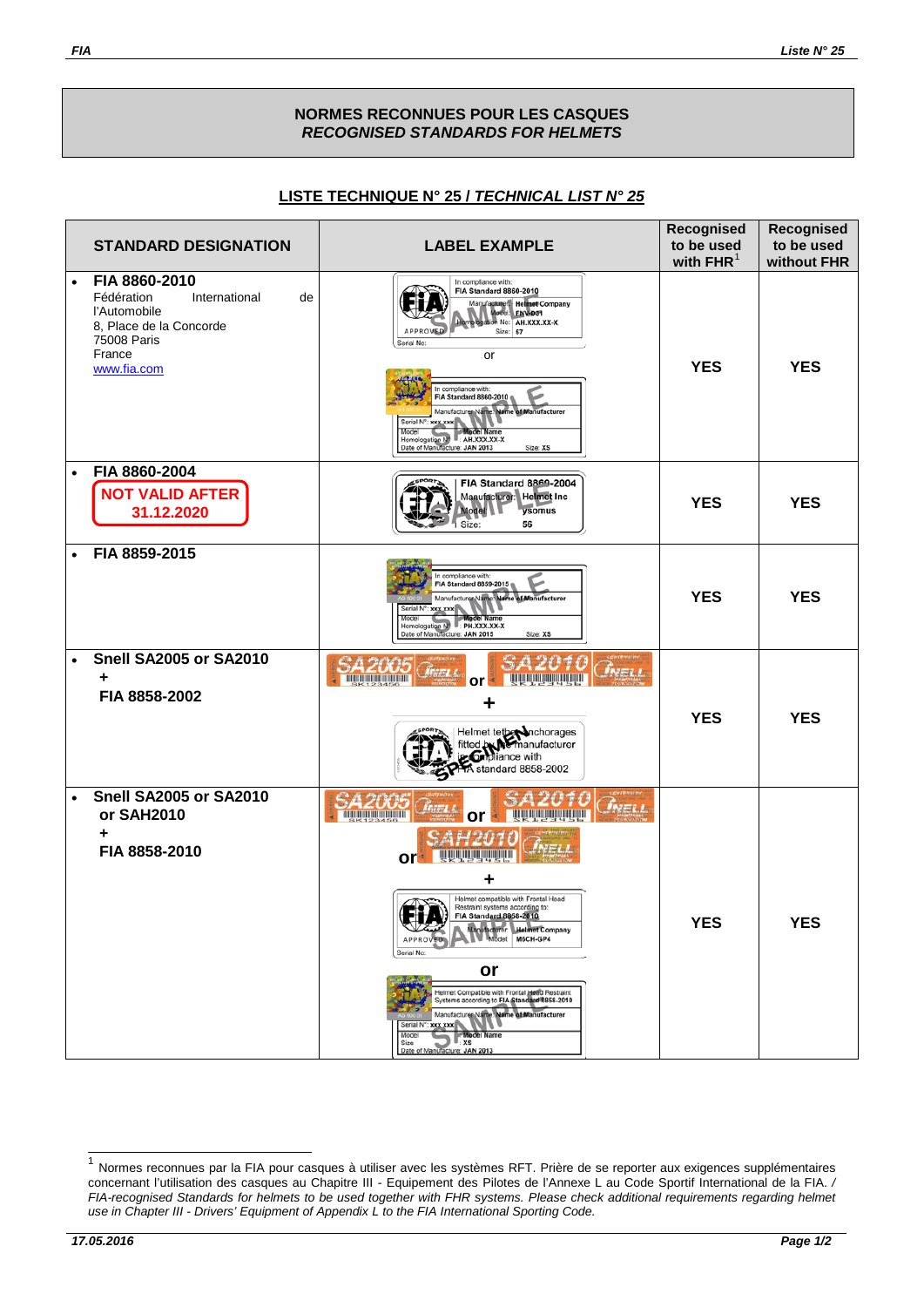## NORMES RECONNUES POUR LES CASQUES
## *RECOGNISED STANDARDS FOR HELMETS*

**LISTE TECHNIQUE N° 25 / *TECHNICAL LIST N° 25***

| STANDARD DESIGNATION | LABEL EXAMPLE | Recognised to be used with FHR[1] | Recognised to be used without FHR |
|---|---|---|---|
| • **FIA 8860-2010**<br>Fédération International de l'Automobile<br>8, Place de la Concorde<br>75008 Paris<br>France<br>www.fia.com | In compliance with: FIA Standard 8860-2010 / Manufacturer: Helmet Company / Model: FNV-001 / Homologation No: AH.XXX.XX-X / Size: 57 / APPROVED / Serial No: (SAMPLE)<br>or<br>In compliance with: FIA Standard 8860-2010 / Manufacturer Name: Name of Manufacturer / Serial N°: xxx xxx / Model: Model Name / Homologation N°: AH.XXX.XX-X / Date of Manufacture: JAN 2013 / Size: XS (SAMPLE) | **YES** | **YES** |
| • **FIA 8860-2004**<br>**NOT VALID AFTER 31.12.2020** | FIA Standard 8860-2004 / Manufacturer: Helmet Inc / Model: ysomus / Size: 56 (SAMPLE) | **YES** | **YES** |
| • **FIA 8859-2015** | In compliance with: FIA Standard 8859-2015 / Manufacturer Name: Name of Manufacturer / Serial N°: xxx xxx / Model: Model Name / Homologation N°: PH.XXX.XX-X / Date of Manufacture: JAN 2015 / Size: XS (SAMPLE) | **YES** | **YES** |
| • **Snell SA2005 or SA2010**<br>**+**<br>**FIA 8858-2002** | SA2005 SNELL or SA2010 SNELL<br>+<br>Helmet tether anchorages fitted by the manufacturer in compliance with FIA standard 8858-2002 (SPECIMEN) | **YES** | **YES** |
| • **Snell SA2005 or SA2010 or SAH2010**<br>**+**<br>**FIA 8858-2010** | SA2005 SNELL or SA2010 SNELL<br>or SAH2010 SNELL<br>+<br>Helmet compatible with Frontal Head Restraint systems according to: FIA Standard 8858-2010 / Manufacturer: Helmet Company / Model: M6CH-GP4 / APPROVED / Serial No: (SAMPLE)<br>or<br>Helmet Compatible with Frontal Head Restraint Systems according to FIA Standard 8858-2010 / Manufacturer Name: Name of Manufacturer / Serial N°: xxx xxx / Model: Model Name / Size: XS / Date of Manufacture: JAN 2013 (SAMPLE) | **YES** | **YES** |

[1] Normes reconnues par la FIA pour casques à utiliser avec les systèmes RFT. Prière de se reporter aux exigences supplémentaires concernant l'utilisation des casques au Chapitre III - Equipement des Pilotes de l'Annexe L au Code Sportif International de la FIA. / *FIA-recognised Standards for helmets to be used together with FHR systems. Please check additional requirements regarding helmet use in Chapter III - Drivers' Equipment of Appendix L to the FIA International Sporting Code.*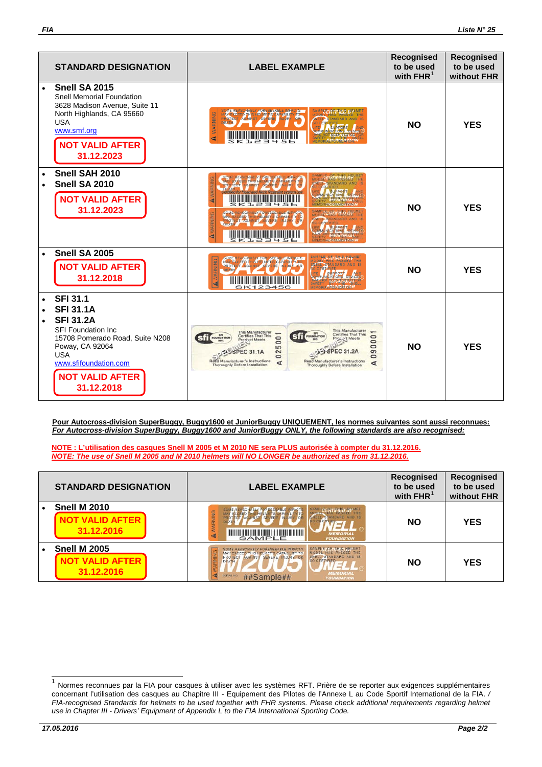| STANDARD DESIGNATION | LABEL EXAMPLE | Recognised to be used with FHR[1] | Recognised to be used without FHR |
|---|---|---|---|
| • **Snell SA 2015**<br>Snell Memorial Foundation<br>3628 Madison Avenue, Suite 11<br>North Highlands, CA 95660<br>USA<br>www.smf.org<br>**NOT VALID AFTER 31.12.2023** | | **NO** | **YES** |
| • **Snell SAH 2010**<br>• **Snell SA 2010**<br>**NOT VALID AFTER 31.12.2023** | | **NO** | **YES** |
| • **Snell SA 2005**<br>**NOT VALID AFTER 31.12.2018** | | **NO** | **YES** |
| • **SFI 31.1**<br>• **SFI 31.1A**<br>• **SFI 31.2A**<br>SFI Foundation Inc<br>15708 Pomerado Road, Suite N208<br>Poway, CA 92064<br>USA<br>www.sfifoundation.com<br>**NOT VALID AFTER 31.12.2018** | | **NO** | **YES** |

**Pour Autocross-division SuperBuggy, Buggy1600 et JuniorBuggy UNIQUEMENT, les normes suivantes sont aussi reconnues:**
***For Autocross-division SuperBuggy, Buggy1600 and JuniorBuggy ONLY, the following standards are also recognised:***

**NOTE : L'utilisation des casques Snell M 2005 et M 2010 NE sera PLUS autorisée à compter du 31.12.2016.**
***NOTE: The use of Snell M 2005 and M 2010 helmets will NO LONGER be authorized as from 31.12.2016.***

| STANDARD DESIGNATION | LABEL EXAMPLE | Recognised to be used with FHR[1] | Recognised to be used without FHR |
|---|---|---|---|
| • **Snell M 2010**<br>**NOT VALID AFTER 31.12.2016** | | **NO** | **YES** |
| • **Snell M 2005**<br>**NOT VALID AFTER 31.12.2016** | | **NO** | **YES** |

[1] Normes reconnues par la FIA pour casques à utiliser avec les systèmes RFT. Prière de se reporter aux exigences supplémentaires concernant l'utilisation des casques au Chapitre III - Equipement des Pilotes de l'Annexe L au Code Sportif International de la FIA. / *FIA-recognised Standards for helmets to be used together with FHR systems. Please check additional requirements regarding helmet use in Chapter III - Drivers' Equipment of Appendix L to the FIA International Sporting Code.*